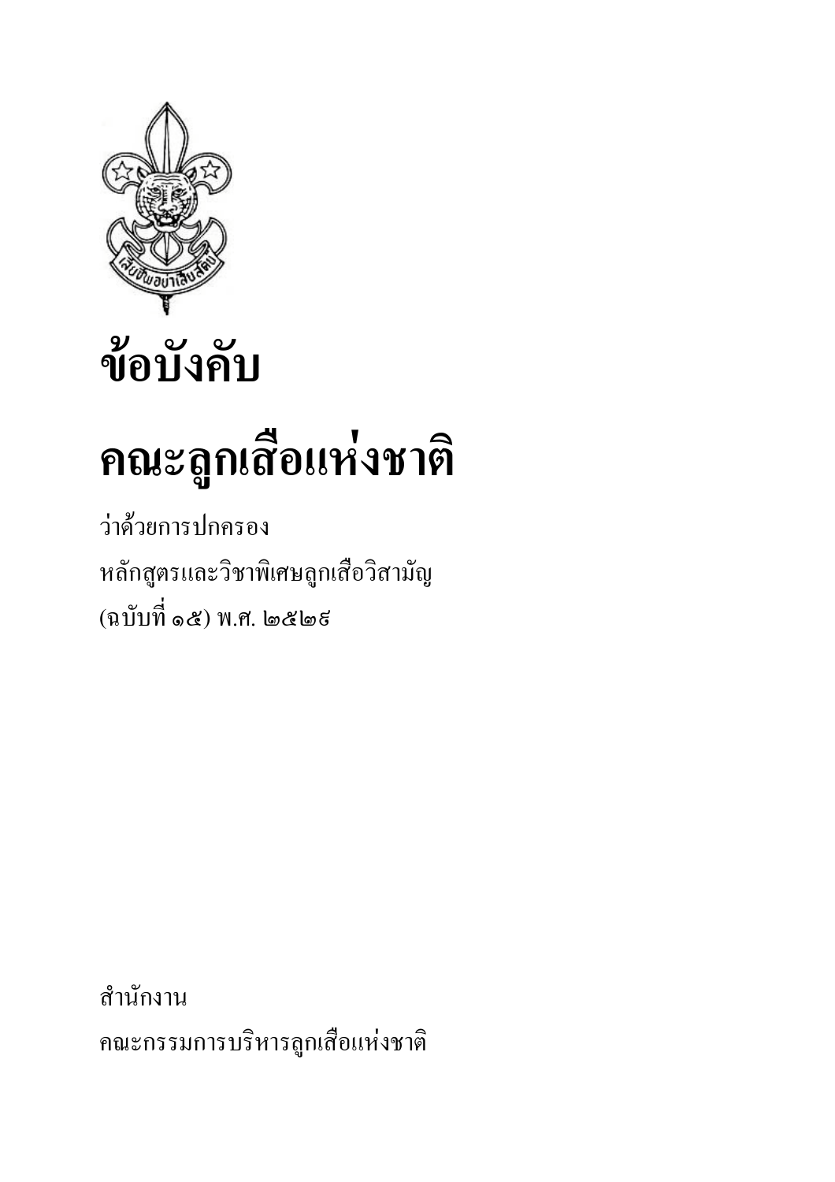# ข้อบังคับ

# คณะลูกเสือแห่งชาติ

ว่าด้วยการปกครอง

หลักสูตรและวิชาพิเศษลูกเสือวิสามัญ

(ฉบับที่ ๑๕) พ.ศ. ๒๕๒๙

สำนักงาน

คณะกรรมการบริหารลูกเสือแห่งชาติ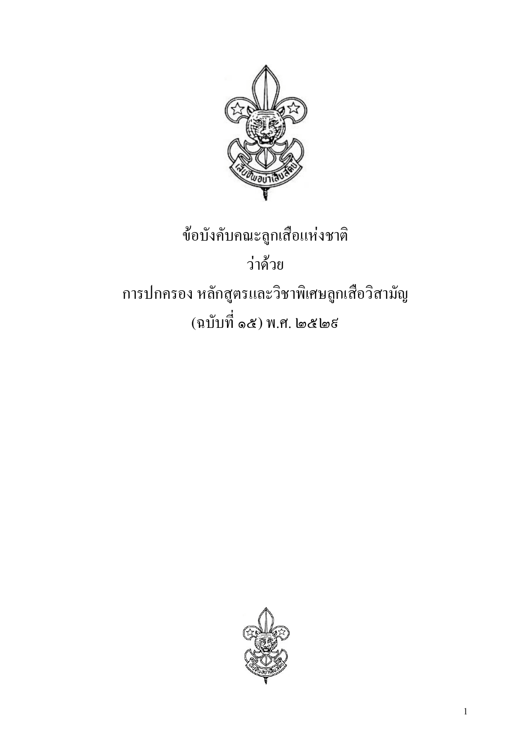# ข้อบังคับคณะลูกเสือแห่งชาติ

ว่าด้วย

การปกครอง หลักสูตรและวิชาพิเศษลูกเสือวิสามัญ

(ฉบับที่ ๑๕) พ.ศ. ๒๕๒๙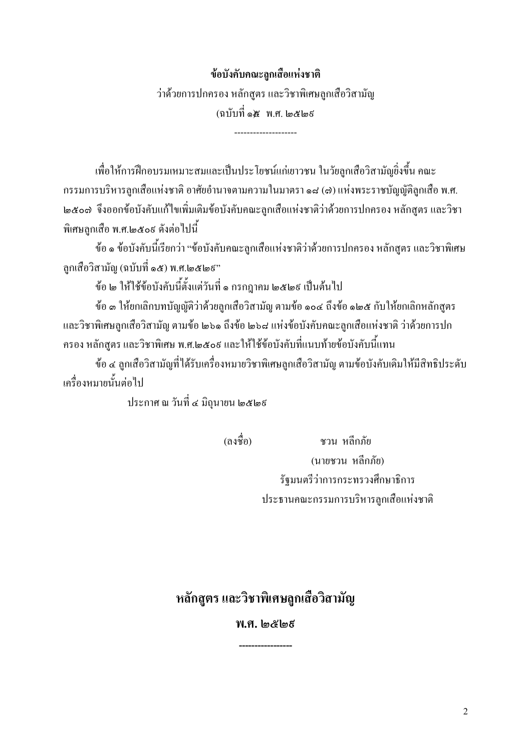**ข้อบังคับคณะลูกเสือแห่งชาติ**

ว่าด้วยการปกครอง หลักสูตร และวิชาพิเศษลูกเสือวิสามัญ

(ฉบับที่ ๑๕ พ.ศ. ๒๕๒๙

--------------------

เพื่อให้การฝึกอบรมเหมาะสมและเป็นประโยชน์แก่เยาวชน ในวัยลูกเสือวิสามัญยิ่งขึ้น คณะกรรมการบริหารลูกเสือแห่งชาติ อาศัยอำนาจตามความในมาตรา ๑๘ (๗) แห่งพระราชบัญญัติลูกเสือ พ.ศ. ๒๕๐๗ จึงออกข้อบังคับแก้ไขเพิ่มเติมข้อบังคับคณะลูกเสือแห่งชาติว่าด้วยการปกครอง หลักสูตร และวิชาพิเศษลูกเสือ พ.ศ.๒๕๐๙ ดังต่อไปนี้

ข้อ ๑ ข้อบังคับนี้เรียกว่า "ข้อบังคับคณะลูกเสือแห่งชาติว่าด้วยการปกครอง หลักสูตร และวิชาพิเศษลูกเสือวิสามัญ (ฉบับที่ ๑๕) พ.ศ.๒๕๒๙"

ข้อ ๒ ให้ใช้ข้อบังคับนี้ตั้งแต่วันที่ ๑ กรกฎาคม ๒๕๒๙ เป็นต้นไป

ข้อ ๓ ให้ยกเลิกบทบัญญัติว่าด้วยลูกเสือวิสามัญ ตามข้อ ๑๐๔ ถึงข้อ ๑๒๕ กับให้ยกเลิกหลักสูตร และวิชาพิเศษลูกเสือวิสามัญ ตามข้อ ๒๖๑ ถึงข้อ ๒๖๘ แห่งข้อบังคับคณะลูกเสือแห่งชาติ ว่าด้วยการปกครอง หลักสูตร และวิชาพิเศษ พ.ศ.๒๕๐๙ และให้ใช้ข้อบังคับที่แนบท้ายข้อบังคับนี้แทน

ข้อ ๔ ลูกเสือวิสามัญที่ได้รับเครื่องหมายวิชาพิเศษลูกเสือวิสามัญ ตามข้อบังคับเดิมให้มีสิทธิประดับเครื่องหมายนั้นต่อไป

ประกาศ ณ วันที่ ๔ มิถุนายน ๒๕๒๙

(ลงชื่อ) ชวน หลีกภัย

(นายชวน หลีกภัย)

รัฐมนตรีว่าการกระทรวงศึกษาธิการ

ประธานคณะกรรมการบริหารลูกเสือแห่งชาติ

## หลักสูตร และวิชาพิเศษลูกเสือวิสามัญ

**พ.ศ. ๒๕๒๙**

----------------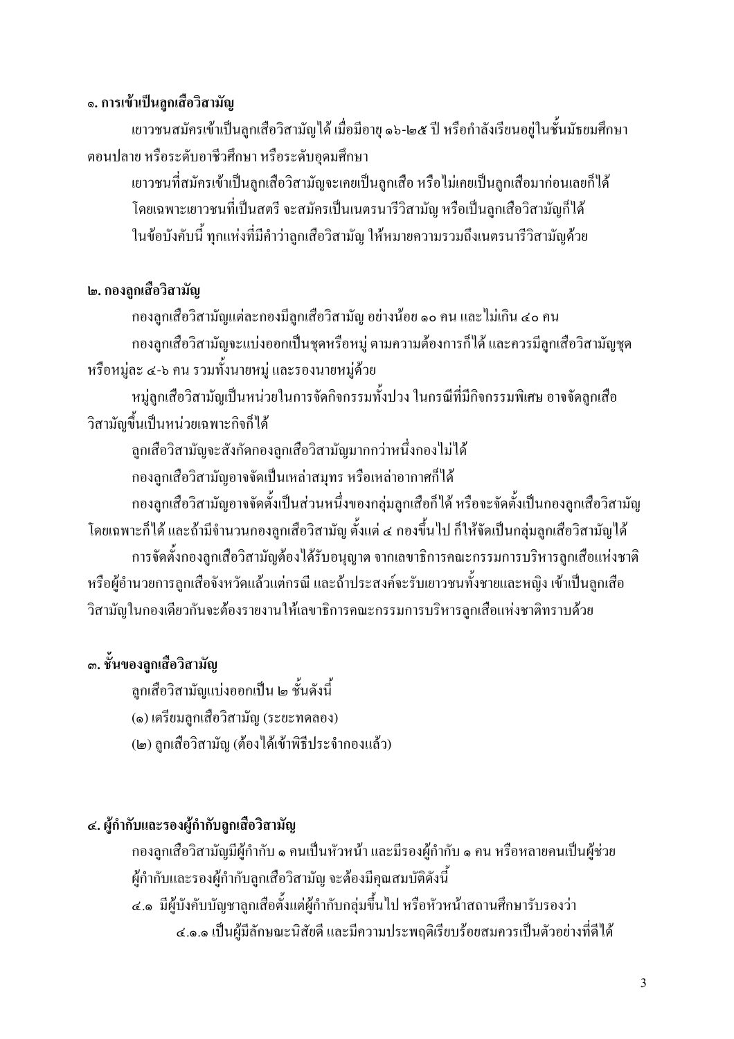**๑. การเข้าเป็นลูกเสือวิสามัญ**

เยาวชนสมัครเข้าเป็นลูกเสือวิสามัญได้ เมื่อมีอายุ ๑๖-๒๕ ปี หรือกำลังเรียนอยู่ในชั้นมัธยมศึกษาตอนปลาย หรือระดับอาชีวศึกษา หรือระดับอุดมศึกษา

เยาวชนที่สมัครเข้าเป็นลูกเสือวิสามัญจะเคยเป็นลูกเสือ หรือไม่เคยเป็นลูกเสือมาก่อนเลยก็ได้

โดยเฉพาะเยาวชนที่เป็นสตรี จะสมัครเป็นเนตรนารีวิสามัญ หรือเป็นลูกเสือวิสามัญก็ได้

ในข้อบังคับนี้ ทุกแห่งที่มีคำว่าลูกเสือวิสามัญ ให้หมายความรวมถึงเนตรนารีวิสามัญด้วย

**๒. กองลูกเสือวิสามัญ**

กองลูกเสือวิสามัญแต่ละกองมีลูกเสือวิสามัญ อย่างน้อย ๑๐ คน และไม่เกิน ๔๐ คน

กองลูกเสือวิสามัญจะแบ่งออกเป็นชุดหรือหมู่ ตามความต้องการก็ได้ และควรมีลูกเสือวิสามัญชุดหรือหมู่ละ ๔-๖ คน รวมทั้งนายหมู่ และรองนายหมู่ด้วย

หมู่ลูกเสือวิสามัญเป็นหน่วยในการจัดกิจกรรมทั้งปวง ในกรณีที่มีกิจกรรมพิเศษ อาจจัดลูกเสือวิสามัญขึ้นเป็นหน่วยเฉพาะกิจก็ได้

ลูกเสือวิสามัญจะสังกัดกองลูกเสือวิสามัญมากกว่าหนึ่งกองไม่ได้

กองลูกเสือวิสามัญอาจจัดเป็นเหล่าสมุทร หรือเหล่าอากาศก็ได้

กองลูกเสือวิสามัญอาจจัดตั้งเป็นส่วนหนึ่งของกลุ่มลูกเสือก็ได้ หรือจะจัดตั้งเป็นกองลูกเสือวิสามัญโดยเฉพาะก็ได้ และถ้ามีจำนวนกองลูกเสือวิสามัญ ตั้งแต่ ๔ กองขึ้นไป ก็ให้จัดเป็นกลุ่มลูกเสือวิสามัญได้

การจัดตั้งกองลูกเสือวิสามัญต้องได้รับอนุญาต จากเลขาธิการคณะกรรมการบริหารลูกเสือแห่งชาติหรือผู้อำนวยการลูกเสือจังหวัดแล้วแต่กรณี และถ้าประสงค์จะรับเยาวชนทั้งชายและหญิง เข้าเป็นลูกเสือวิสามัญในกองเดียวกันจะต้องรายงานให้เลขาธิการคณะกรรมการบริหารลูกเสือแห่งชาติทราบด้วย

**๓. ชั้นของลูกเสือวิสามัญ**

ลูกเสือวิสามัญแบ่งออกเป็น ๒ ชั้นดังนี้

(๑) เตรียมลูกเสือวิสามัญ (ระยะทดลอง)

(๒) ลูกเสือวิสามัญ (ต้องได้เข้าพิธีประจำกองแล้ว)

**๔. ผู้กำกับและรองผู้กำกับลูกเสือวิสามัญ**

กองลูกเสือวิสามัญมีผู้กำกับ ๑ คนเป็นหัวหน้า และมีรองผู้กำกับ ๑ คน หรือหลายคนเป็นผู้ช่วย

ผู้กำกับและรองผู้กำกับลูกเสือวิสามัญ จะต้องมีคุณสมบัติดังนี้

๔.๑ มีผู้บังคับบัญชาลูกเสือตั้งแต่ผู้กำกับกลุ่มขึ้นไป หรือหัวหน้าสถานศึกษารับรองว่า

๔.๑.๑ เป็นผู้มีลักษณะนิสัยดี และมีความประพฤติเรียบร้อยสมควรเป็นตัวอย่างที่ดีได้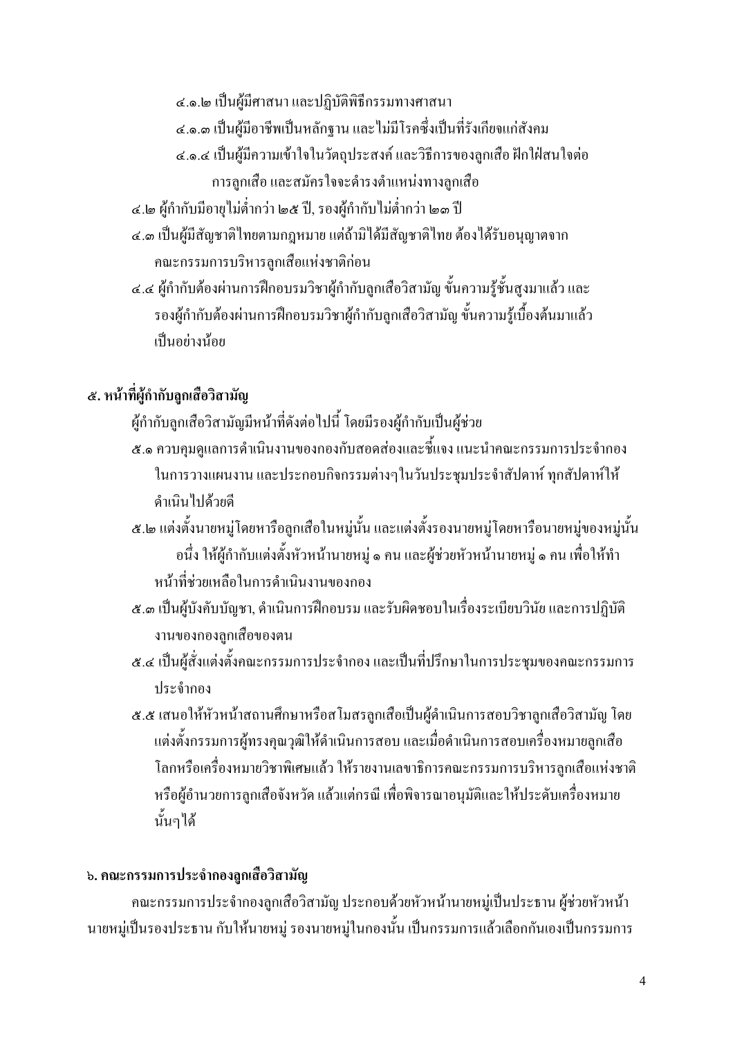๔.๑.๒ เป็นผู้มีศาสนา และปฏิบัติพิธีกรรมทางศาสนา

๔.๑.๓ เป็นผู้มีอาชีพเป็นหลักฐาน และไม่มีโรคซึ่งเป็นที่รังเกียจแก่สังคม

๔.๑.๔ เป็นผู้มีความเข้าใจในวัตถุประสงค์ และวิธีการของลูกเสือ ฝักใฝ่สนใจต่อการลูกเสือ และสมัครใจจะดำรงตำแหน่งทางลูกเสือ

๔.๒ ผู้กำกับมีอายุไม่ต่ำกว่า ๒๕ ปี, รองผู้กำกับไม่ต่ำกว่า ๒๓ ปี

๔.๓ เป็นผู้มีสัญชาติไทยตามกฎหมาย แต่ถ้ามิได้มีสัญชาติไทย ต้องได้รับอนุญาตจากคณะกรรมการบริหารลูกเสือแห่งชาติก่อน

๔.๔ ผู้กำกับต้องผ่านการฝึกอบรมวิชาผู้กำกับลูกเสือวิสามัญ ขั้นความรู้ชั้นสูงมาแล้ว และรองผู้กำกับต้องผ่านการฝึกอบรมวิชาผู้กำกับลูกเสือวิสามัญ ขั้นความรู้เบื้องต้นมาแล้วเป็นอย่างน้อย

## ๕. หน้าที่ผู้กำกับลูกเสือวิสามัญ

ผู้กำกับลูกเสือวิสามัญมีหน้าที่ดังต่อไปนี้ โดยมีรองผู้กำกับเป็นผู้ช่วย

๕.๑ ควบคุมดูแลการดำเนินงานของกองกับสอดส่องและชี้แจง แนะนำคณะกรรมการประจำกองในการวางแผนงาน และประกอบกิจกรรมต่างๆในวันประชุมประจำสัปดาห์ ทุกสัปดาห์ให้ดำเนินไปด้วยดี

๕.๒ แต่งตั้งนายหมู่โดยหารือลูกเสือในหมู่นั้น และแต่งตั้งรองนายหมู่โดยหารือนายหมู่ของหมู่นั้น อนึ่ง ให้ผู้กำกับแต่งตั้งหัวหน้านายหมู่ ๑ คน และผู้ช่วยหัวหน้านายหมู่ ๑ คน เพื่อให้ทำหน้าที่ช่วยเหลือในการดำเนินงานของกอง

๕.๓ เป็นผู้บังคับบัญชา, ดำเนินการฝึกอบรม และรับผิดชอบในเรื่องระเบียบวินัย และการปฏิบัติงานของกองลูกเสือของตน

๕.๔ เป็นผู้สั่งแต่งตั้งคณะกรรมการประจำกอง และเป็นที่ปรึกษาในการประชุมของคณะกรรมการประจำกอง

๕.๕ เสนอให้หัวหน้าสถานศึกษาหรือสโมสรลูกเสือเป็นผู้ดำเนินการสอบวิชาลูกเสือวิสามัญ โดยแต่งตั้งกรรมการผู้ทรงคุณวุฒิให้ดำเนินการสอบ และเมื่อดำเนินการสอบเครื่องหมายลูกเสือโลกหรือเครื่องหมายวิชาพิเศษแล้ว ให้รายงานเลขาธิการคณะกรรมการบริหารลูกเสือแห่งชาติหรือผู้อำนวยการลูกเสือจังหวัด แล้วแต่กรณี เพื่อพิจารณาอนุมัติและให้ประดับเครื่องหมายนั้นๆได้

## ๖. คณะกรรมการประจำกองลูกเสือวิสามัญ

คณะกรรมการประจำกองลูกเสือวิสามัญ ประกอบด้วยหัวหน้านายหมู่เป็นประธาน ผู้ช่วยหัวหน้านายหมู่เป็นรองประธาน กับให้นายหมู่ รองนายหมู่ในกองนั้น เป็นกรรมการแล้วเลือกกันเองเป็นกรรมการ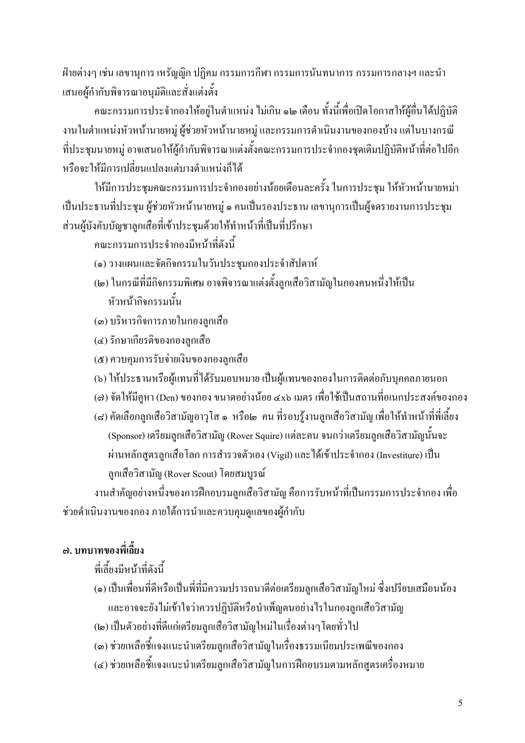ฝ่ายต่างๆ เช่น เลขานุการ เหรัญญิก ปฏิคม กรรมการกีฬา กรรมการนันทนาการ กรรมการกลางฯ และนำเสนอผู้กำกับพิจารณาอนุมัติและสั่งแต่งตั้ง

คณะกรรมการประจำกองให้อยู่ในตำแหน่ง ไม่เกิน ๑๒ เดือน ทั้งนี้เพื่อเปิดโอกาสให้ผู้อื่นได้ปฏิบัติงานในตำแหน่งหัวหน้านายหมู่ ผู้ช่วยหัวหน้านายหมู่ และกรรมการดำเนินงานของกองบ้าง แต่ในบางกรณีที่ประชุมนายหมู่ อาจเสนอให้ผู้กำกับพิจารณาแต่งตั้งคณะกรรมการประจำกองชุดเดิมปฏิบัติหน้าที่ต่อไปอีก หรือจะให้มีการเปลี่ยนแปลงแต่บางตำแหน่งก็ได้

ให้มีการประชุมคณะกรรมการประจำกองอย่างน้อยเดือนละครั้ง ในการประชุม ให้หัวหน้านายหม่าเป็นประธานที่ประชุม ผู้ช่วยหัวหน้านายหมู่ ๑ คนเป็นรองประธาน เลขานุการเป็นผู้จดรายงานการประชุม ส่วนผู้บังคับบัญชาลูกเสือที่เข้าประชุมด้วยให้ทำหน้าที่เป็นที่ปรึกษา

คณะกรรมการประจำกองมีหน้าที่ดังนี้

(๑) วางแผนและจัดกิจกรรมในวันประชุมกองประจำสัปดาห์

(๒) ในกรณีที่มีกิจกรรมพิเศษ อาจพิจารณาแต่งตั้งลูกเสือวิสามัญในกองคนหนึ่งให้เป็นหัวหน้ากิจกรรมนั้น

(๓) บริหารกิจการภายในกองลูกเสือ

(๔) รักษาเกียรติของกองลูกเสือ

(๕) ควบคุมการรับจ่ายเงินของกองลูกเสือ

(๖) ให้ประธานหรือผู้แทนที่ได้รับมอบหมาย เป็นผู้แทนของกองในการติดต่อกับบุคคลภายนอก

(๗) จัดให้มีคูหา (Den) ของกอง ขนาดอย่างน้อย ๔x๖ เมตร เพื่อใช้เป็นสถานที่อเนกประสงค์ของกอง

(๘) คัดเลือกลูกเสือวิสามัญอาวุโส ๑ หรือ๒ คน ที่รอบรู้งานลูกเสือวิสามัญ เพื่อให้ทำหน้าที่พี่เลี้ยง (Sponsor) เตรียมลูกเสือวิสามัญ (Rover Squire) แต่ละคน จนกว่าเตรียมลูกเสือวิสามัญนั้นจะผ่านหลักสูตรลูกเสือโลก การสำรวจตัวเอง (Vigil) และได้เข้าประจำกอง (Investiture) เป็นลูกเสือวิสามัญ (Rover Scout) โดยสมบูรณ์

งานสำคัญอย่างหนึ่งของการฝึกอบรมลูกเสือวิสามัญ คือการรับหน้าที่เป็นกรรมการประจำกอง เพื่อช่วยดำเนินงานของกอง ภายใต้การนำและควบคุมดูแลของผู้กำกับ

**๗. บทบาทของพี่เลี้ยง**

พี่เลี้ยงมีหน้าที่ดังนี้

(๑) เป็นเพื่อนที่ดีหรือเป็นพี่ที่มีความปรารถนาดีต่อเตรียมลูกเสือวิสามัญใหม่ ซึ่งเปรียบเสมือนน้อง และอาจจะยังไม่เข้าใจว่าควรปฏิบัติหรือบำเพ็ญตนอย่างไรในกองลูกเสือวิสามัญ

(๒) เป็นตัวอย่างที่ดีแก่เตรียมลูกเสือวิสามัญใหม่ในเรื่องต่างๆ โดยทั่วไป

(๓) ช่วยเหลือชี้แจงแนะนำเตรียมลูกเสือวิสามัญในเรื่องธรรมเนียมประเพณีของกอง

(๔) ช่วยเหลือชี้แจงแนะนำเตรียมลูกเสือวิสามัญในการฝึกอบรมตามหลักสูตรเครื่องหมาย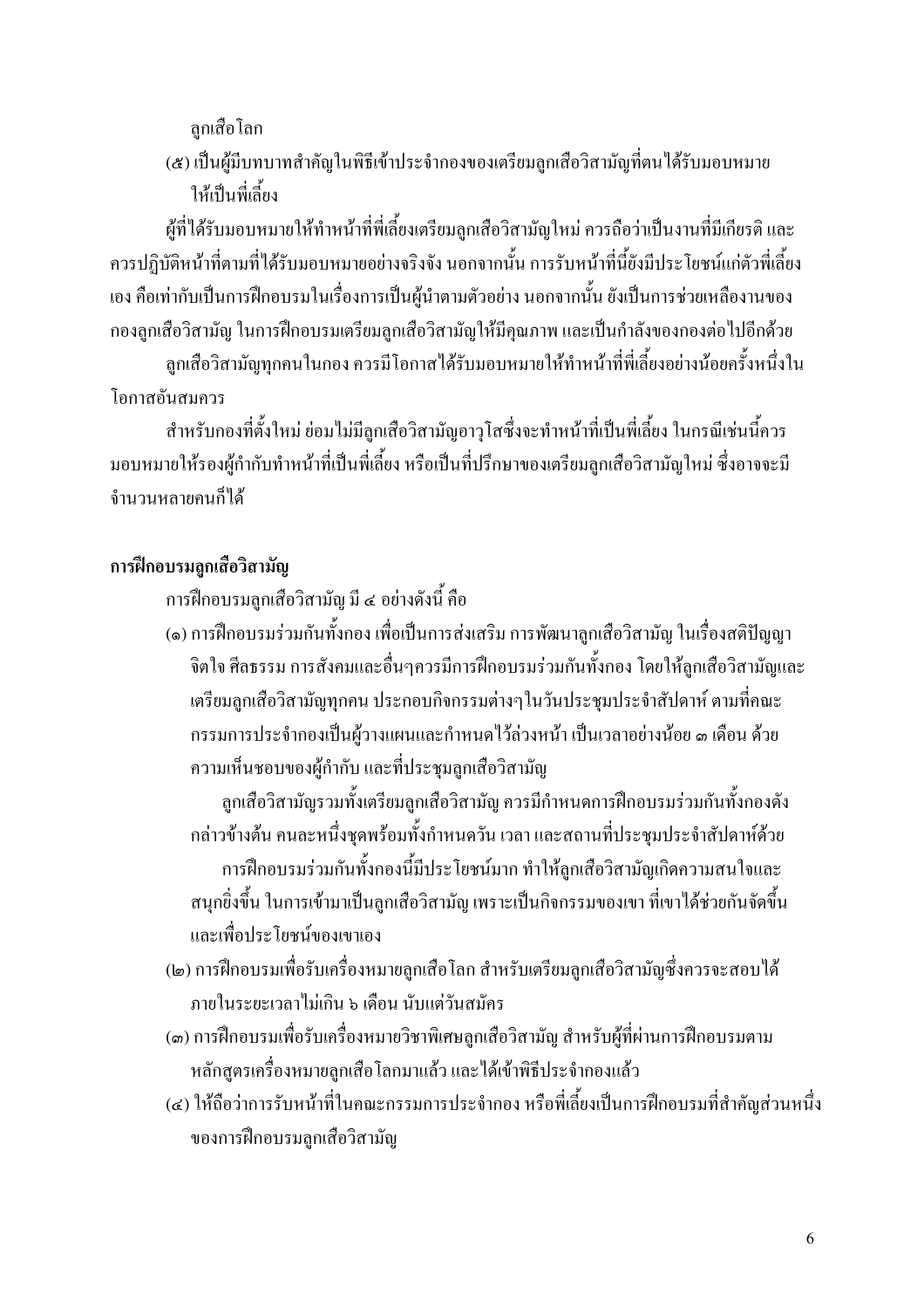ลูกเสือโลก

(๕) เป็นผู้มีบทบาทสำคัญในพิธีเข้าประจำกองของเตรียมลูกเสือวิสามัญที่ตนได้รับมอบหมายให้เป็นพี่เลี้ยง

ผู้ที่ได้รับมอบหมายให้ทำหน้าที่พี่เลี้ยงเตรียมลูกเสือวิสามัญใหม่ ควรถือว่าเป็นงานที่มีเกียรติ และควรปฏิบัติหน้าที่ตามที่ได้รับมอบหมายอย่างจริงจัง นอกจากนั้น การรับหน้าที่นี้ยังมีประโยชน์แก่ตัวพี่เลี้ยงเอง คือเท่ากับเป็นการฝึกอบรมในเรื่องการเป็นผู้นำตามตัวอย่าง นอกจากนั้น ยังเป็นการช่วยเหลืองานของกองลูกเสือวิสามัญ ในการฝึกอบรมเตรียมลูกเสือวิสามัญให้มีคุณภาพ และเป็นกำลังของกองต่อไปอีกด้วย

ลูกเสือวิสามัญทุกคนในกอง ควรมีโอกาสได้รับมอบหมายให้ทำหน้าที่พี่เลี้ยงอย่างน้อยครั้งหนึ่งในโอกาสอันสมควร

สำหรับกองที่ตั้งใหม่ ย่อมไม่มีลูกเสือวิสามัญอาวุโสซึ่งจะทำหน้าที่เป็นพี่เลี้ยง ในกรณีเช่นนี้ควรมอบหมายให้รองผู้กำกับทำหน้าที่เป็นพี่เลี้ยง หรือเป็นที่ปรึกษาของเตรียมลูกเสือวิสามัญใหม่ ซึ่งอาจจะมีจำนวนหลายคนก็ได้

**การฝึกอบรมลูกเสือวิสามัญ**

การฝึกอบรมลูกเสือวิสามัญ มี ๔ อย่างดังนี้ คือ

(๑) การฝึกอบรมร่วมกันทั้งกอง เพื่อเป็นการส่งเสริม การพัฒนาลูกเสือวิสามัญ ในเรื่องสติปัญญา จิตใจ ศีลธรรม การสังคมและอื่นๆควรมีการฝึกอบรมร่วมกันทั้งกอง โดยให้ลูกเสือวิสามัญและเตรียมลูกเสือวิสามัญทุกคน ประกอบกิจกรรมต่างๆในวันประชุมประจำสัปดาห์ ตามที่คณะกรรมการประจำกองเป็นผู้วางแผนและกำหนดไว้ล่วงหน้า เป็นเวลาอย่างน้อย ๓ เดือน ด้วยความเห็นชอบของผู้กำกับ และที่ประชุมลูกเสือวิสามัญ

ลูกเสือวิสามัญรวมทั้งเตรียมลูกเสือวิสามัญ ควรมีกำหนดการฝึกอบรมร่วมกันทั้งกองดังกล่าวข้างต้น คนละหนึ่งชุดพร้อมทั้งกำหนดวัน เวลา และสถานที่ประชุมประจำสัปดาห์ด้วย

การฝึกอบรมร่วมกันทั้งกองนี้มีประโยชน์มาก ทำให้ลูกเสือวิสามัญเกิดความสนใจและสนุกยิ่งขึ้น ในการเข้ามาเป็นลูกเสือวิสามัญ เพราะเป็นกิจกรรมของเขา ที่เขาได้ช่วยกันจัดขึ้น และเพื่อประโยชน์ของเขาเอง

(๒) การฝึกอบรมเพื่อรับเครื่องหมายลูกเสือโลก สำหรับเตรียมลูกเสือวิสามัญซึ่งควรจะสอบได้ภายในระยะเวลาไม่เกิน ๖ เดือน นับแต่วันสมัคร

(๓) การฝึกอบรมเพื่อรับเครื่องหมายวิชาพิเศษลูกเสือวิสามัญ สำหรับผู้ที่ผ่านการฝึกอบรมตามหลักสูตรเครื่องหมายลูกเสือ โลกมาแล้ว และได้เข้าพิธีประจำกองแล้ว

(๔) ให้ถือว่าการรับหน้าที่ในคณะกรรมการประจำกอง หรือพี่เลี้ยงเป็นการฝึกอบรมที่สำคัญส่วนหนึ่งของการฝึกอบรมลูกเสือวิสามัญ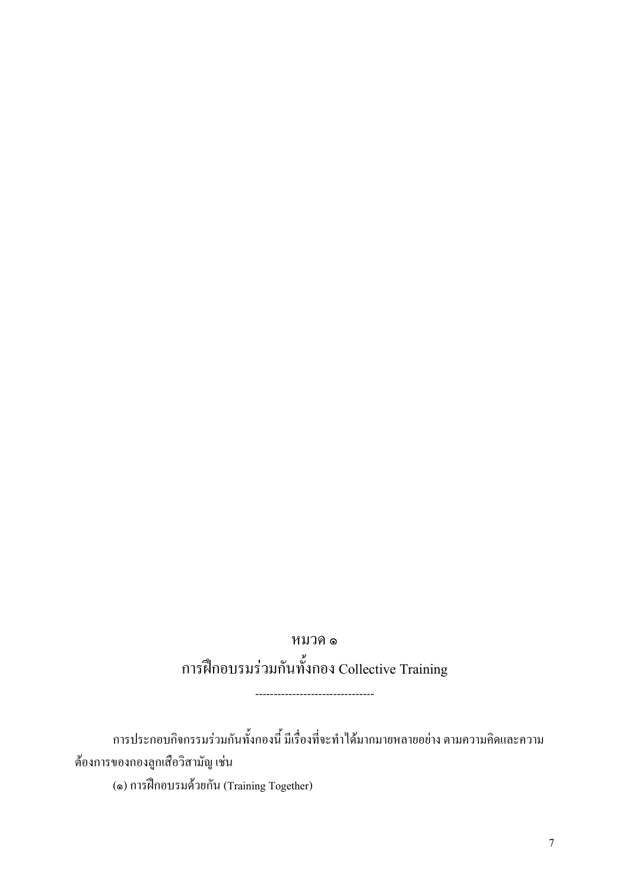# หมวด ๑

## การฝึกอบรมร่วมกันทั้งกอง Collective Training

--------------------------------

การประกอบกิจกรรมร่วมกันทั้งกองนี้ มีเรื่องที่จะทำได้มากมายหลายอย่าง ตามความคิดและความต้องการของกองลูกเสือวิสามัญ เช่น

(๑) การฝึกอบรมด้วยกัน (Training Together)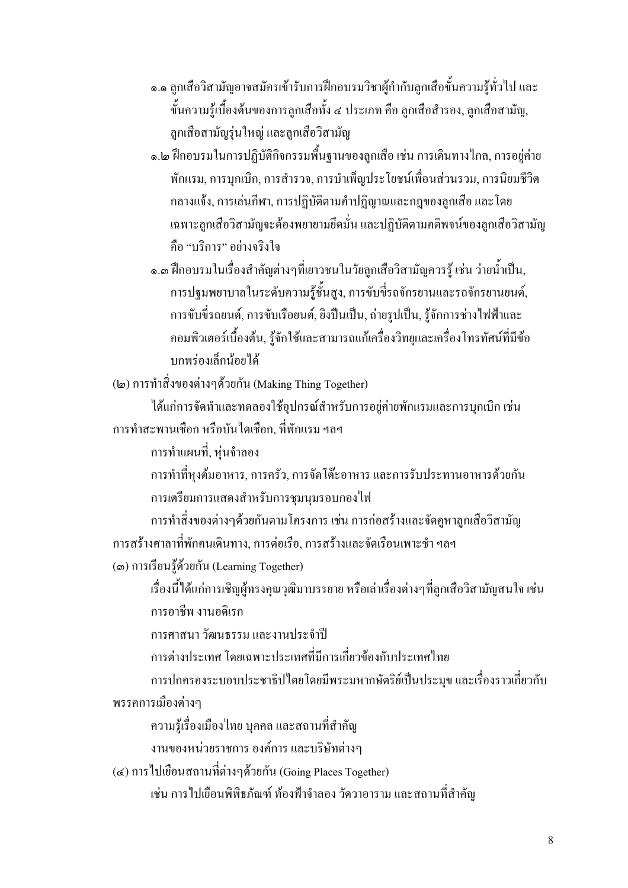๑.๑ ลูกเสือวิสามัญอาจสมัครเข้ารับการฝึกอบรมวิชาผู้กำกับลูกเสือขั้นความรู้ทั่วไป และขั้นความรู้เบื้องต้นของการลูกเสือทั้ง ๔ ประเภท คือ ลูกเสือสำรอง, ลูกเสือสามัญ, ลูกเสือสามัญรุ่นใหญ่ และลูกเสือวิสามัญ

๑.๒ ฝึกอบรมในการปฏิบัติกิจกรรมพื้นฐานของลูกเสือ เช่น การเดินทางไกล, การอยู่ค่ายพักแรม, การบุกเบิก, การสำรวจ, การบำเพ็ญประโยชน์เพื่อนส่วนรวม, การนิยมชีวิตกลางแจ้ง, การเล่นกีฬา, การปฏิบัติตามคำปฏิญาณและกฎของลูกเสือ และโดยเฉพาะลูกเสือวิสามัญจะต้องพยายามยึดมั่น และปฏิบัติตามคติพจน์ของลูกเสือวิสามัญ คือ "บริการ" อย่างจริงใจ

๑.๓ ฝึกอบรมในเรื่องสำคัญต่างๆที่เยาวชนในวัยลูกเสือวิสามัญควรรู้ เช่น ว่ายน้ำเป็น, การปฐมพยาบาลในระดับความรู้ชั้นสูง, การขับขี่รถจักรยานและรถจักรยานยนต์, การขับขี่รถยนต์, การขับเรือยนต์, ยิงปืนเป็น, ถ่ายรูปเป็น, รู้จักการช่างไฟฟ้าและคอมพิวเตอร์เบื้องต้น, รู้จักใช้และสามารถแก้เครื่องวิทยุและเครื่องโทรทัศน์ที่มีข้อบกพร่องเล็กน้อยได้

(๒) การทำสิ่งของต่างๆด้วยกัน (Making Thing Together)

ได้แก่การจัดทำและทดลองใช้อุปกรณ์สำหรับการอยู่ค่ายพักแรมและการบุกเบิก เช่น การทำสะพานเชือก หรือบันไดเชือก, ที่พักแรม ฯลฯ

การทำแผนที่, หุ่นจำลอง

การทำที่หุงต้มอาหาร, การครัว, การจัดโต๊ะอาหาร และการรับประทานอาหารด้วยกัน

การเตรียมการแสดงสำหรับการชุมนุมรอบกองไฟ

การทำสิ่งของต่างๆด้วยกันตามโครงการ เช่น การก่อสร้างและจัดคูหาลูกเสือวิสามัญ การสร้างศาลาที่พักคนเดินทาง, การต่อเรือ, การสร้างและจัดเรือนเพาะชำ ฯลฯ

(๓) การเรียนรู้ด้วยกัน (Learning Together)

เรื่องนี้ได้แก่การเชิญผู้ทรงคุณวุฒิมาบรรยาย หรือเล่าเรื่องต่างๆที่ลูกเสือวิสามัญสนใจ เช่น

การอาชีพ งานอดิเรก

การศาสนา วัฒนธรรม และงานประจำปี

การต่างประเทศ โดยเฉพาะประเทศที่มีการเกี่ยวข้องกับประเทศไทย

การปกครองระบอบประชาธิปไตยโดยมีพระมหากษัตริย์เป็นประมุข และเรื่องราวเกี่ยวกับพรรคการเมืองต่างๆ

ความรู้เรื่องเมืองไทย บุคคล และสถานที่สำคัญ

งานของหน่วยราชการ องค์การ และบริษัทต่างๆ

(๔) การไปเยือนสถานที่ต่างๆด้วยกัน (Going Places Together)

เช่น การไปเยือนพิพิธภัณฑ์ ท้องฟ้าจำลอง วัดวาอาราม และสถานที่สำคัญ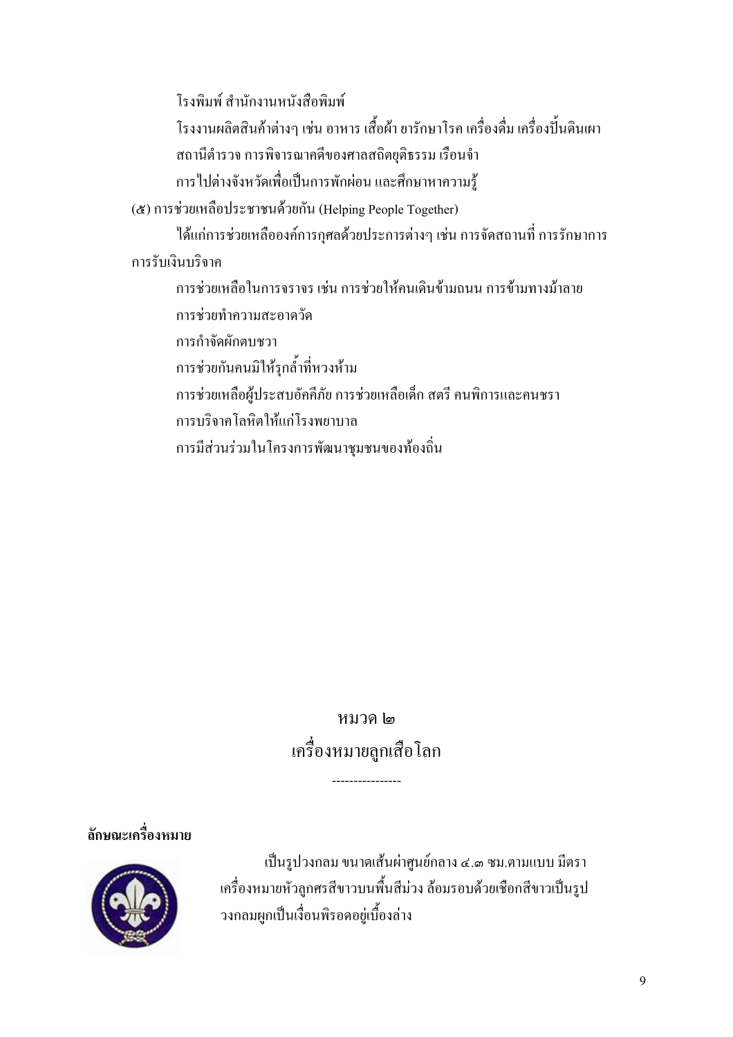โรงพิมพ์ สำนักงานหนังสือพิมพ์

โรงงานผลิตสินค้าต่างๆ เช่น อาหาร เสื้อผ้า ยารักษาโรค เครื่องดื่ม เครื่องปั้นดินเผา

สถานีตำรวจ การพิจารณาคดีของศาลสถิตยุติธรรม เรือนจำ

การไปต่างจังหวัดเพื่อเป็นการพักผ่อน และศึกษาหาความรู้

(๕) การช่วยเหลือประชาชนด้วยกัน (Helping People Together)

ได้แก่การช่วยเหลือองค์การกุศลด้วยประการต่างๆ เช่น การจัดสถานที่ การรักษาการ การรับเงินบริจาค

การช่วยเหลือในการจราจร เช่น การช่วยให้คนเดินข้ามถนน การข้ามทางม้าลาย

การช่วยทำความสะอาดวัด

การกำจัดผักตบชวา

การช่วยกันคนมิให้รุกล้ำที่หวงห้าม

การช่วยเหลือผู้ประสบอัคคีภัย การช่วยเหลือเด็ก สตรี คนพิการและคนชรา

การบริจาคโลหิตให้แก่โรงพยาบาล

การมีส่วนร่วมในโครงการพัฒนาชุมชนของท้องถิ่น

## หมวด ๒
## เครื่องหมายลูกเสือโลก

----------------

**ลักษณะเครื่องหมาย**

เป็นรูปวงกลม ขนาดเส้นผ่าศูนย์กลาง ๔.๓ ซม.ตามแบบ มีตราเครื่องหมายหัวลูกศรสีขาวบนพื้นสีม่วง ล้อมรอบด้วยเชือกสีขาวเป็นรูปวงกลมผูกเป็นเงื่อนพิรอดอยู่เบื้องล่าง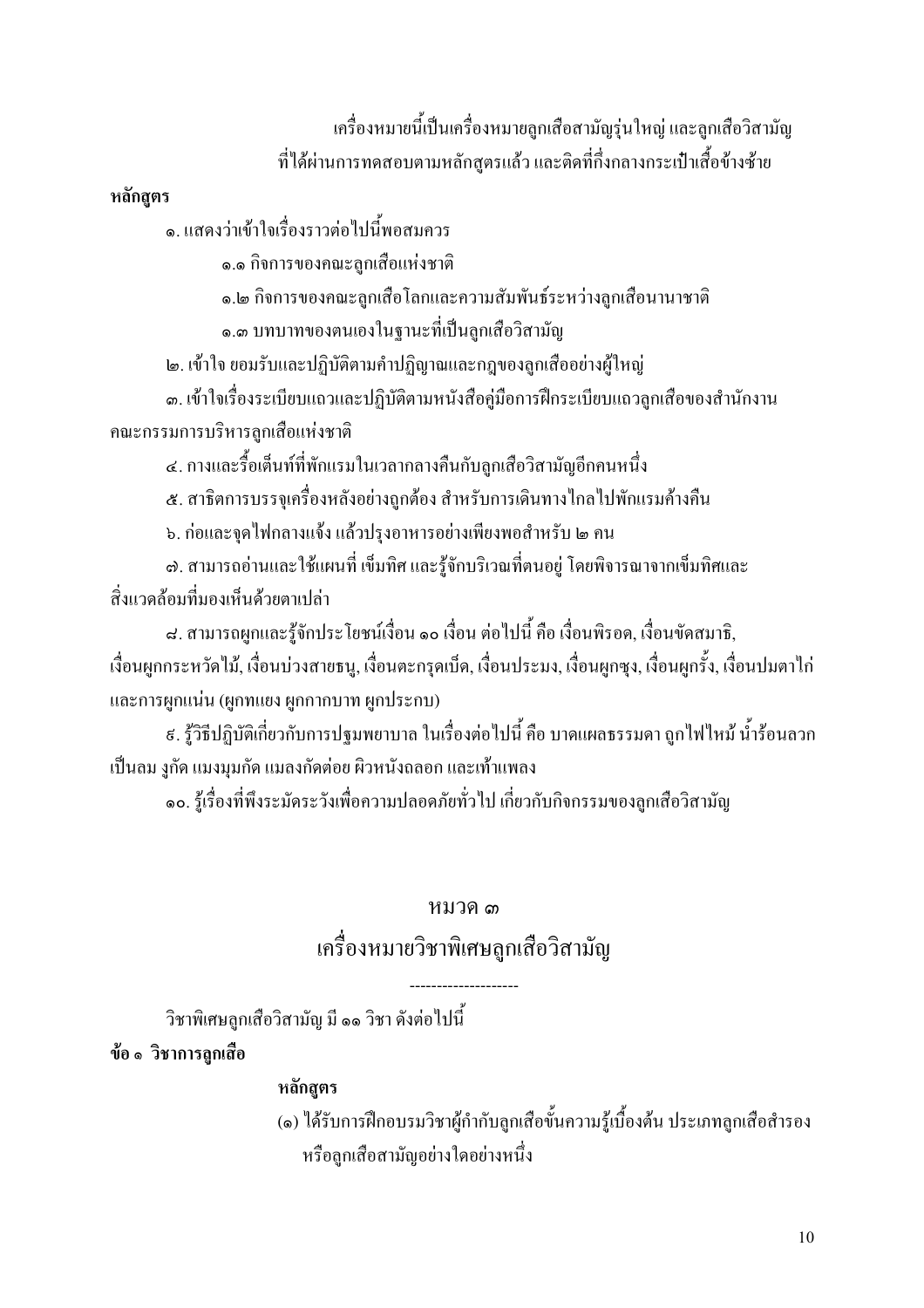เครื่องหมายนี้เป็นเครื่องหมายลูกเสือสามัญรุ่นใหญ่ และลูกเสือวิสามัญที่ได้ผ่านการทดสอบตามหลักสูตรแล้ว และติดที่กึ่งกลางกระเป๋าเสื้อข้างซ้าย

**หลักสูตร**

๑. แสดงว่าเข้าใจเรื่องราวต่อไปนี้พอสมควร

๑.๑ กิจการของคณะลูกเสือแห่งชาติ

๑.๒ กิจการของคณะลูกเสือโลกและความสัมพันธ์ระหว่างลูกเสือนานาชาติ

๑.๓ บทบาทของตนเองในฐานะที่เป็นลูกเสือวิสามัญ

๒. เข้าใจ ยอมรับและปฏิบัติตามคำปฏิญาณและกฎของลูกเสืออย่างผู้ใหญ่

๓. เข้าใจเรื่องระเบียบแถวและปฏิบัติตามหนังสือคู่มือการฝึกระเบียบแถวลูกเสือของสำนักงานคณะกรรมการบริหารลูกเสือแห่งชาติ

๔. กางและรื้อเต็นท์ที่พักแรมในเวลากลางคืนกับลูกเสือวิสามัญอีกคนหนึ่ง

๕. สาธิตการบรรจุเครื่องหลังอย่างถูกต้อง สำหรับการเดินทางไกลไปพักแรมค้างคืน

๖. ก่อและจุดไฟกลางแจ้ง แล้วปรุงอาหารอย่างเพียงพอสำหรับ ๒ คน

๗. สามารถอ่านและใช้แผนที่ เข็มทิศ และรู้จักบริเวณที่ตนอยู่ โดยพิจารณาจากเข็มทิศและสิ่งแวดล้อมที่มองเห็นด้วยตาเปล่า

๘. สามารถผูกและรู้จักประโยชน์เงื่อน ๑๐ เงื่อน ต่อไปนี้ คือ เงื่อนพิรอด, เงื่อนขัดสมาธิ, เงื่อนผูกกระหวัดไม้, เงื่อนบ่วงสายธนู, เงื่อนตะกรุดเบ็ด, เงื่อนประมง, เงื่อนผูกซุง, เงื่อนผูกรั้ง, เงื่อนปมตาไก่ และการผูกแน่น (ผูกทแยง ผูกกากบาท ผูกประกบ)

๙. รู้วิธีปฏิบัติเกี่ยวกับการปฐมพยาบาล ในเรื่องต่อไปนี้ คือ บาดแผลธรรมดา ถูกไฟไหม้ น้ำร้อนลวก เป็นลม งูกัด แมงมุมกัด แมลงกัดต่อย ผิวหนังถลอก และเท้าแพลง

๑๐. รู้เรื่องที่พึงระมัดระวังเพื่อความปลอดภัยทั่วไป เกี่ยวกับกิจกรรมของลูกเสือวิสามัญ

## หมวด ๓
## เครื่องหมายวิชาพิเศษลูกเสือวิสามัญ

--------------------

วิชาพิเศษลูกเสือวิสามัญ มี ๑๑ วิชา ดังต่อไปนี้

**ข้อ ๑ วิชาการลูกเสือ**

**หลักสูตร**

(๑) ได้รับการฝึกอบรมวิชาผู้กำกับลูกเสือขั้นความรู้เบื้องต้น ประเภทลูกเสือสำรอง หรือลูกเสือสามัญอย่างใดอย่างหนึ่ง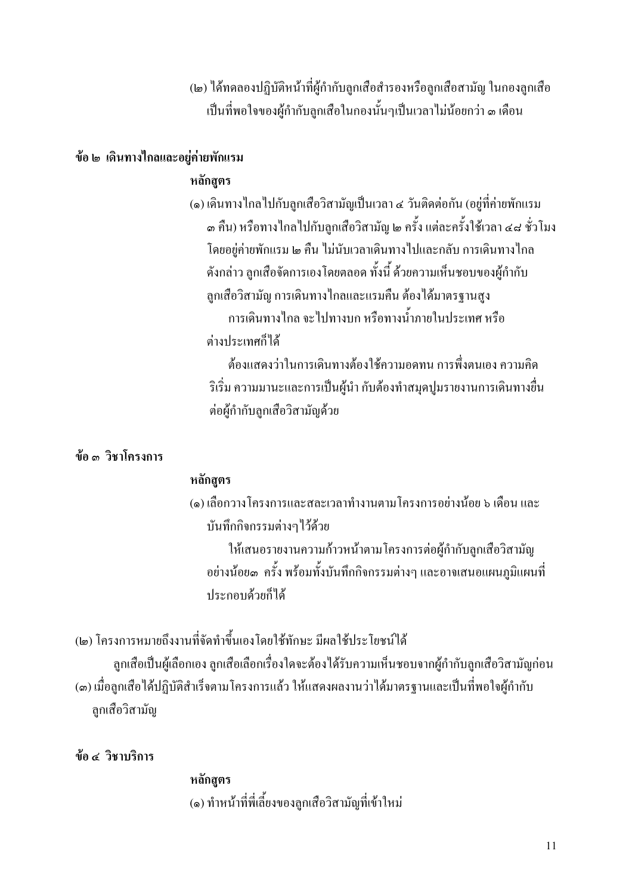(๒) ได้ทดลองปฏิบัติหน้าที่ผู้กำกับลูกเสือสำรองหรือลูกเสือสามัญ ในกองลูกเสือ เป็นที่พอใจของผู้กำกับลูกเสือในกองนั้นๆเป็นเวลาไม่น้อยกว่า ๓ เดือน

**ข้อ ๒ เดินทางไกลและอยู่ค่ายพักแรม**

**หลักสูตร**

(๑) เดินทางไกลไปกับลูกเสือวิสามัญเป็นเวลา ๔ วันติดต่อกัน (อยู่ที่ค่ายพักแรม ๓ คืน) หรือทางไกลไปกับลูกเสือวิสามัญ ๒ ครั้ง แต่ละครั้งใช้เวลา ๔๘ ชั่วโมง โดยอยู่ค่ายพักแรม ๒ คืน ไม่นับเวลาเดินทางไปและกลับ การเดินทางไกลดังกล่าว ลูกเสือจัดการเองโดยตลอด ทั้งนี้ ด้วยความเห็นชอบของผู้กำกับลูกเสือวิสามัญ การเดินทางไกลและแรมคืน ต้องได้มาตรฐานสูง

การเดินทางไกล จะไปทางบก หรือทางน้ำภายในประเทศ หรือต่างประเทศก็ได้

ต้องแสดงว่าในการเดินทางต้องใช้ความอดทน การพึ่งตนเอง ความคิดริเริ่ม ความมานะและการเป็นผู้นำ กับต้องทำสมุดปูมรายงานการเดินทางยื่นต่อผู้กำกับลูกเสือวิสามัญด้วย

**ข้อ ๓ วิชาโครงการ**

**หลักสูตร**

(๑) เลือกวางโครงการและสละเวลาทำงานตามโครงการอย่างน้อย ๖ เดือน และบันทึกกิจกรรมต่างๆไว้ด้วย

ให้เสนอรายงานความก้าวหน้าตามโครงการต่อผู้กำกับลูกเสือวิสามัญ อย่างน้อย๓ ครั้ง พร้อมทั้งบันทึกกิจกรรมต่างๆ และอาจเสนอแผนภูมิแผนที่ประกอบด้วยก็ได้

(๒) โครงการหมายถึงงานที่จัดทำขึ้นเองโดยใช้ทักษะ มีผลใช้ประโยชน์ได้

ลูกเสือเป็นผู้เลือกเอง ลูกเสือเลือกเรื่องใดจะต้องได้รับความเห็นชอบจากผู้กำกับลูกเสือวิสามัญก่อน

(๓) เมื่อลูกเสือได้ปฏิบัติสำเร็จตามโครงการแล้ว ให้แสดงผลงานว่าได้มาตรฐานและเป็นที่พอใจผู้กำกับลูกเสือวิสามัญ

**ข้อ ๔ วิชาบริการ**

**หลักสูตร**

(๑) ทำหน้าที่พี่เลี้ยงของลูกเสือวิสามัญที่เข้าใหม่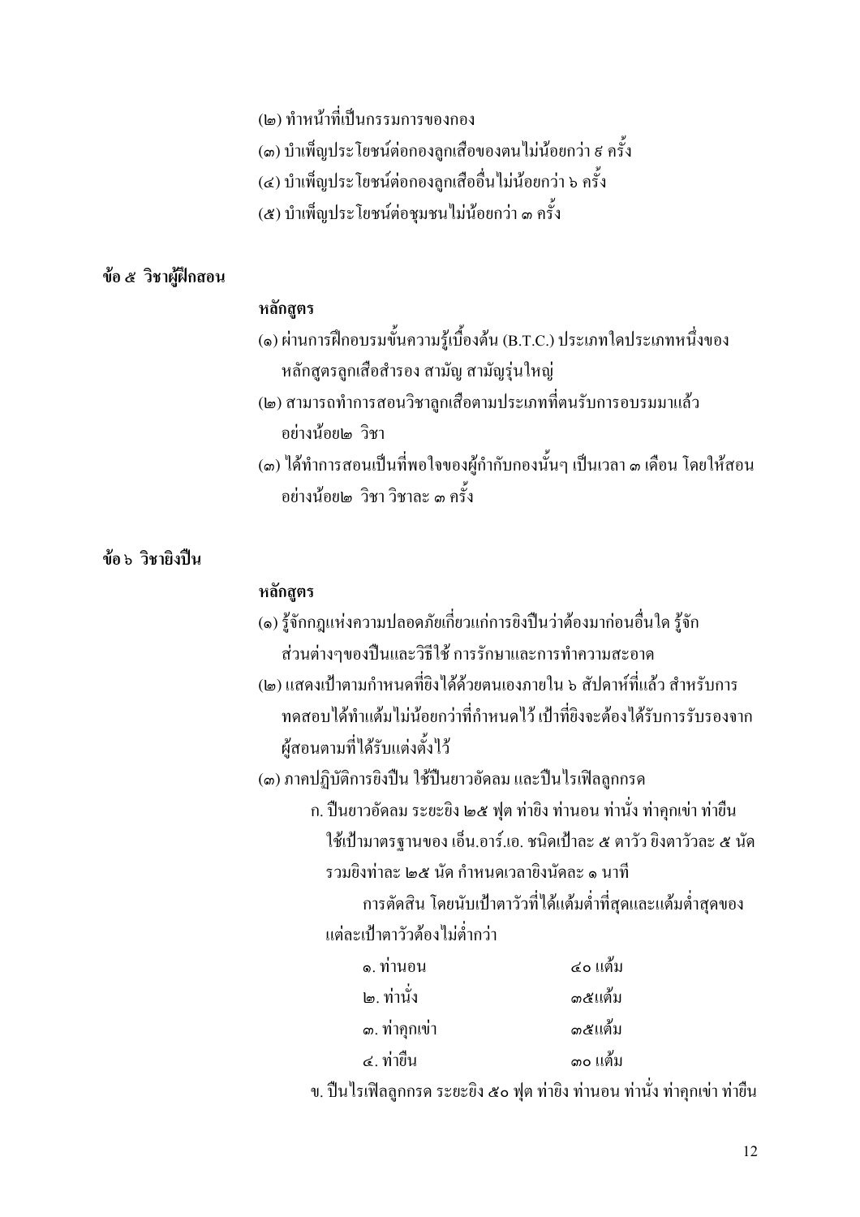(๒) ทำหน้าที่เป็นกรรมการของกอง

(๓) บำเพ็ญประโยชน์ต่อกองลูกเสือของตนไม่น้อยกว่า ๘ ครั้ง

(๔) บำเพ็ญประโยชน์ต่อกองลูกเสืออื่นไม่น้อยกว่า ๖ ครั้ง

(๕) บำเพ็ญประโยชน์ต่อชุมชนไม่น้อยกว่า ๓ ครั้ง

**ข้อ ๕ วิชาผู้ฝึกสอน**

**หลักสูตร**

(๑) ผ่านการฝึกอบรมขั้นความรู้เบื้องต้น (B.T.C.) ประเภทใดประเภทหนึ่งของหลักสูตรลูกเสือสำรอง สามัญ สามัญรุ่นใหญ่

(๒) สามารถทำการสอนวิชาลูกเสือตามประเภทที่ตนรับการอบรมมาแล้วอย่างน้อย๒ วิชา

(๓) ได้ทำการสอนเป็นที่พอใจของผู้กำกับกองนั้นๆ เป็นเวลา ๓ เดือน โดยให้สอนอย่างน้อย๒ วิชา วิชาละ ๓ ครั้ง

**ข้อ ๖ วิชายิงปืน**

**หลักสูตร**

(๑) รู้จักกฎแห่งความปลอดภัยเกี่ยวแก่การยิงปืนว่าต้องมาก่อนอื่นใด รู้จักส่วนต่างๆของปืนและวิธีใช้ การรักษาและการทำความสะอาด

(๒) แสดงเป้าตามกำหนดที่ยิงได้ด้วยตนเองภายใน ๖ สัปดาห์ที่แล้ว สำหรับการทดสอบได้ทำแต้มไม่น้อยกว่าที่กำหนดไว้ เป้าที่ยิงจะต้องได้รับการรับรองจากผู้สอนตามที่ได้รับแต่งตั้งไว้

(๓) ภาคปฏิบัติการยิงปืน ใช้ปืนยาวอัดลม และปืนไรเฟิลลูกกรด

ก. ปืนยาวอัดลม ระยะยิง ๒๕ ฟุต ท่ายิง ท่านอน ท่านั่ง ท่าคุกเข่า ท่ายืน ใช้เป้ามาตรฐานของ เอ็น.อาร์.เอ. ชนิดเป้าละ ๕ ตาวัว ยิงตาวัวละ ๕ นัด รวมยิงท่าละ ๒๕ นัด กำหนดเวลายิงนัดละ ๑ นาที

การตัดสิน โดยนับเป้าตาวัวที่ได้แต้มต่ำที่สุดและแต้มต่ำสุดของแต่ละเป้าตาวัวต้องไม่ต่ำกว่า

| | |
|---|---|
| ๑. ท่านอน | ๔๐ แต้ม |
| ๒. ท่านั่ง | ๓๕แต้ม |
| ๓. ท่าคุกเข่า | ๓๕แต้ม |
| ๔. ท่ายืน | ๓๐ แต้ม |

ข. ปืนไรเฟิลลูกกรด ระยะยิง ๕๐ ฟุต ท่ายิง ท่านอน ท่านั่ง ท่าคุกเข่า ท่ายืน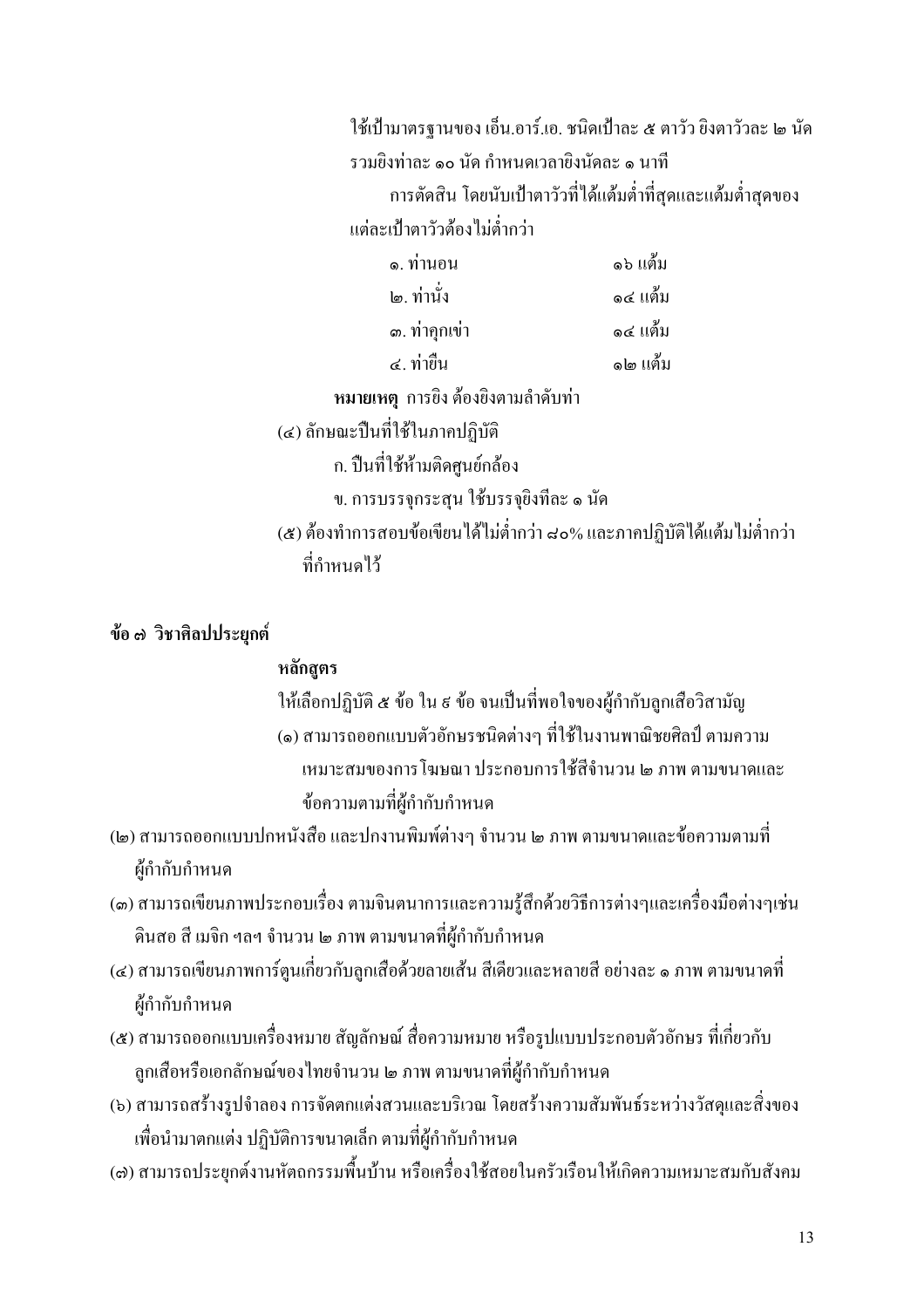ใช้เป้ามาตรฐานของ เอ็น.อาร์.เอ. ชนิดเป้าละ ๕ ตาวัว ยิงตาวัวละ ๒ นัด รวมยิงท่าละ ๑๐ นัด กำหนดเวลายิงนัดละ ๑ นาที

การตัดสิน โดยนับเป้าตาวัวที่ได้แต้มต่ำที่สุดและแต้มต่ำสุดของแต่ละเป้าตาวัวต้องไม่ต่ำกว่า

| | |
|---|---|
| ๑. ท่านอน | ๑๖ แต้ม |
| ๒. ท่านั่ง | ๑๔ แต้ม |
| ๓. ท่าคุกเข่า | ๑๔ แต้ม |
| ๔. ท่ายืน | ๑๒ แต้ม |

**หมายเหตุ** การยิง ต้องยิงตามลำดับท่า

(๔) ลักษณะปืนที่ใช้ในภาคปฏิบัติ

ก. ปืนที่ใช้ห้ามติดศูนย์กล้อง

ข. การบรรจุกระสุน ใช้บรรจุยิงทีละ ๑ นัด

(๕) ต้องทำการสอบข้อเขียนได้ไม่ต่ำกว่า ๘๐% และภาคปฏิบัติได้แต้มไม่ต่ำกว่าที่กำหนดไว้

### ข้อ ๗ วิชาศิลปประยุกต์

**หลักสูตร**

ให้เลือกปฏิบัติ ๕ ข้อ ใน ๙ ข้อ จนเป็นที่พอใจของผู้กำกับลูกเสือวิสามัญ

(๑) สามารถออกแบบตัวอักษรชนิดต่างๆ ที่ใช้ในงานพาณิชยศิลป์ ตามความเหมาะสมของการโฆษณา ประกอบการใช้สีจำนวน ๒ ภาพ ตามขนาดและข้อความตามที่ผู้กำกับกำหนด

(๒) สามารถออกแบบปกหนังสือ และปกงานพิมพ์ต่างๆ จำนวน ๒ ภาพ ตามขนาดและข้อความตามที่ผู้กำกับกำหนด

(๓) สามารถเขียนภาพประกอบเรื่อง ตามจินตนาการและความรู้สึกด้วยวิธีการต่างๆและเครื่องมือต่างๆเช่น ดินสอ สี เมจิก ฯลฯ จำนวน ๒ ภาพ ตามขนาดที่ผู้กำกับกำหนด

(๔) สามารถเขียนภาพการ์ตูนเกี่ยวกับลูกเสือด้วยลายเส้น สีเดียวและหลายสี อย่างละ ๑ ภาพ ตามขนาดที่ผู้กำกับกำหนด

(๕) สามารถออกแบบเครื่องหมาย สัญลักษณ์ สื่อความหมาย หรือรูปแบบประกอบตัวอักษร ที่เกี่ยวกับลูกเสือหรือเอกลักษณ์ของไทยจำนวน ๒ ภาพ ตามขนาดที่ผู้กำกับกำหนด

(๖) สามารถสร้างรูปจำลอง การจัดตกแต่งสวนและบริเวณ โดยสร้างความสัมพันธ์ระหว่างวัสดุและสิ่งของเพื่อนำมาตกแต่ง ปฏิบัติการขนาดเล็ก ตามที่ผู้กำกับกำหนด

(๗) สามารถประยุกต์งานหัตถกรรมพื้นบ้าน หรือเครื่องใช้สอยในครัวเรือนให้เกิดความเหมาะสมกับสังคม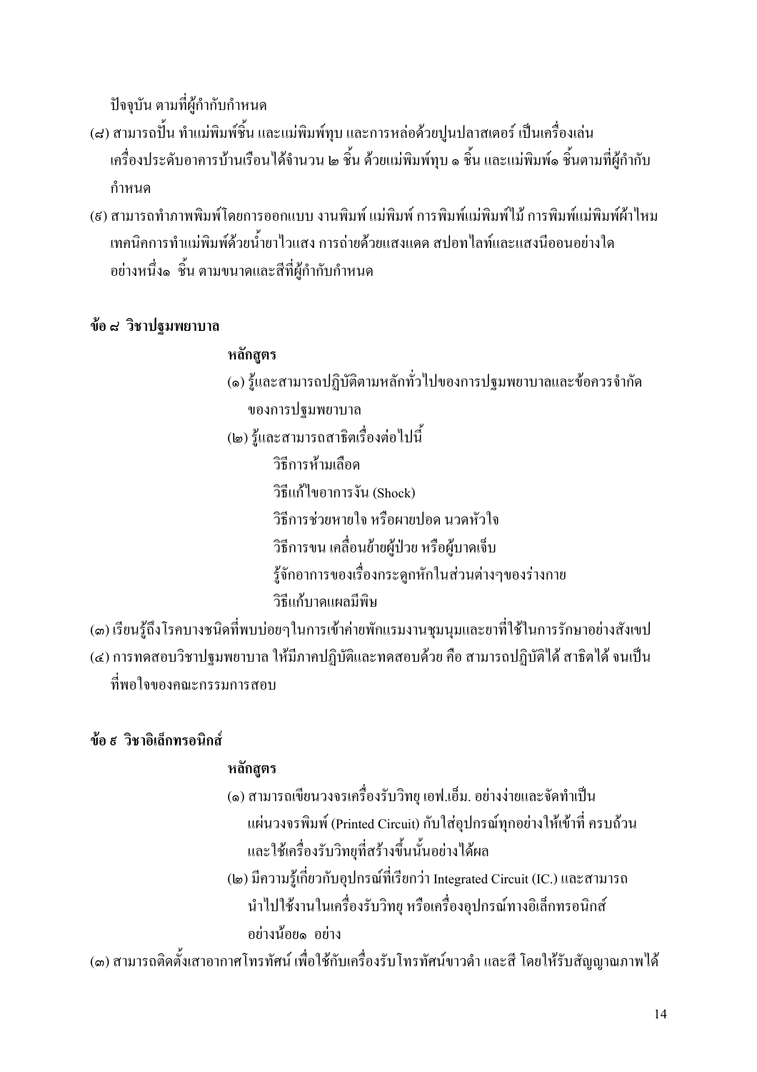ปัจจุบัน ตามที่ผู้กำกับกำหนด

(๘) สามารถปั้น ทำแม่พิมพ์ชิ้น และแม่พิมพ์ทุบ และการหล่อด้วยปูนปลาสเตอร์ เป็นเครื่องเล่น เครื่องประดับอาคารบ้านเรือนได้จำนวน ๒ ชิ้น ด้วยแม่พิมพ์ทุบ ๑ ชิ้น และแม่พิมพ์๑ ชิ้นตามที่ผู้กำกับกำหนด

(๙) สามารถทำภาพพิมพ์โดยการออกแบบ งานพิมพ์ แม่พิมพ์ การพิมพ์แม่พิมพ์ไม้ การพิมพ์แม่พิมพ์ผ้าไหม เทคนิคการทำแม่พิมพ์ด้วยน้ำยาไวแสง การถ่ายด้วยแสงแดด สปอทไลท์และแสงนีออนอย่างใดอย่างหนึ่ง๑ ชิ้น ตามขนาดและสีที่ผู้กำกับกำหนด

**ข้อ ๘ วิชาปฐมพยาบาล**

**หลักสูตร**

(๑) รู้และสามารถปฏิบัติตามหลักทั่วไปของการปฐมพยาบาลและข้อควรจำกัดของการปฐมพยาบาล

(๒) รู้และสามารถสาธิตเรื่องต่อไปนี้

วิธีการห้ามเลือด

วิธีแก้ไขอาการงัน (Shock)

วิธีการช่วยหายใจ หรือผายปอด นวดหัวใจ

วิธีการขน เคลื่อนย้ายผู้ป่วย หรือผู้บาดเจ็บ

รู้จักอาการของเรื่องกระดูกหักในส่วนต่างๆของร่างกาย

วิธีแก้บาดแผลมีพิษ

(๓) เรียนรู้ถึงโรคบางชนิดที่พบบ่อยๆในการเข้าค่ายพักแรมงานชุมนุมและยาที่ใช้ในการรักษาอย่างสังเขป

(๔) การทดสอบวิชาปฐมพยาบาล ให้มีภาคปฏิบัติและทดสอบด้วย คือ สามารถปฏิบัติได้ สาธิตได้ จนเป็นที่พอใจของคณะกรรมการสอบ

**ข้อ ๙ วิชาอิเล็กทรอนิกส์**

**หลักสูตร**

(๑) สามารถเขียนวงจรเครื่องรับวิทยุ เอฟ.เอ็ม. อย่างง่ายและจัดทำเป็นแผ่นวงจรพิมพ์ (Printed Circuit) กับใส่อุปกรณ์ทุกอย่างให้เข้าที่ ครบถ้วน และใช้เครื่องรับวิทยุที่สร้างขึ้นนั้นอย่างได้ผล

(๒) มีความรู้เกี่ยวกับอุปกรณ์ที่เรียกว่า Integrated Circuit (IC.) และสามารถนำไปใช้งานในเครื่องรับวิทยุ หรือเครื่องอุปกรณ์ทางอิเล็กทรอนิกส์ อย่างน้อย๑ อย่าง

(๓) สามารถติดตั้งเสาอากาศโทรทัศน์ เพื่อใช้กับเครื่องรับโทรทัศน์ขาวดำ และสี โดยให้รับสัญญาณภาพได้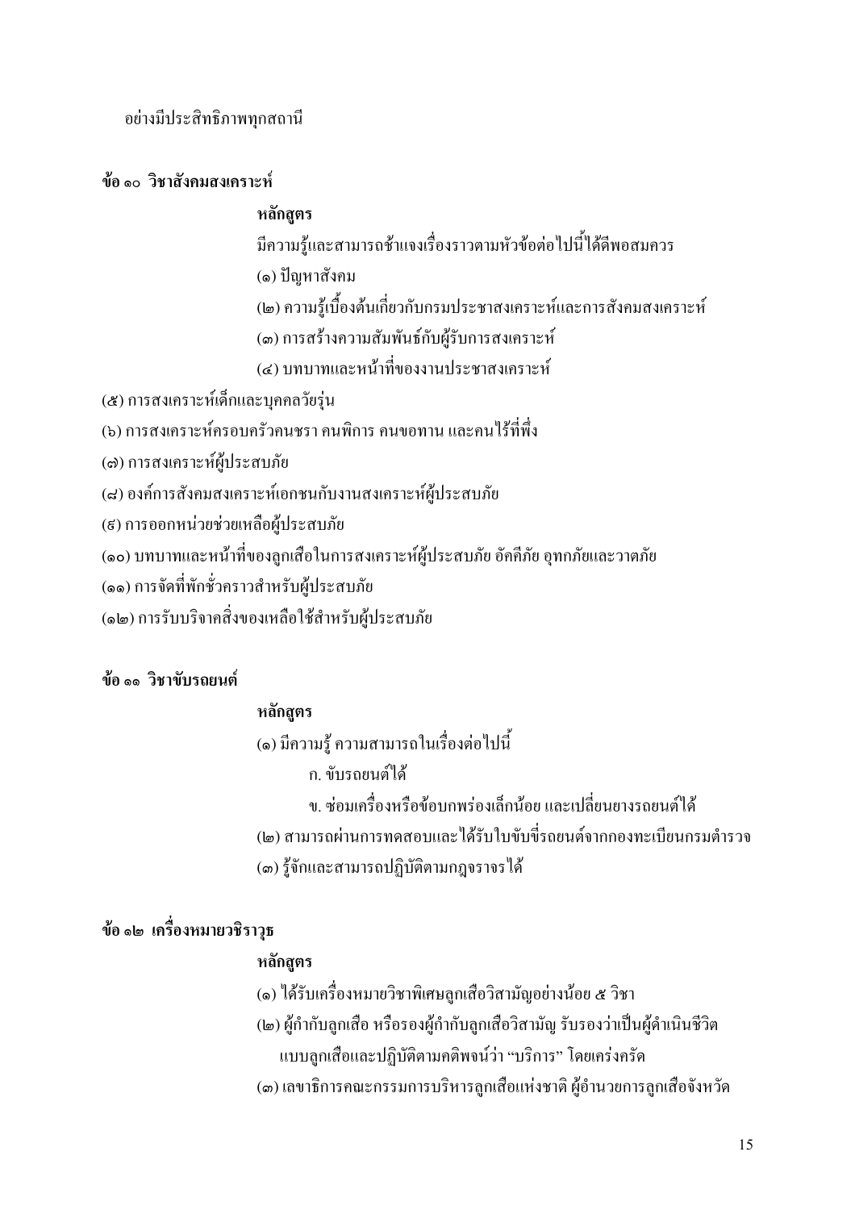อย่างมีประสิทธิภาพทุกสถานี

**ข้อ ๑๐ วิชาสังคมสงเคราะห์**

**หลักสูตร**

มีความรู้และสามารถชี้แจงเรื่องราวตามหัวข้อต่อไปนี้ได้ดีพอสมควร

(๑) ปัญหาสังคม

(๒) ความรู้เบื้องต้นเกี่ยวกับกรมประชาสงเคราะห์และการสังคมสงเคราะห์

(๓) การสร้างความสัมพันธ์กับผู้รับการสงเคราะห์

(๔) บทบาทและหน้าที่ของงานประชาสงเคราะห์

(๕) การสงเคราะห์เด็กและบุคคลวัยรุ่น

(๖) การสงเคราะห์ครอบครัวคนชรา คนพิการ คนขอทาน และคนไร้ที่พึ่ง

(๗) การสงเคราะห์ผู้ประสบภัย

(๘) องค์การสังคมสงเคราะห์เอกชนกับงานสงเคราะห์ผู้ประสบภัย

(๙) การออกหน่วยช่วยเหลือผู้ประสบภัย

(๑๐) บทบาทและหน้าที่ของลูกเสือในการสงเคราะห์ผู้ประสบภัย อัคคีภัย อุทกภัยและวาตภัย

(๑๑) การจัดที่พักชั่วคราวสำหรับผู้ประสบภัย

(๑๒) การรับบริจาคสิ่งของเหลือใช้สำหรับผู้ประสบภัย

**ข้อ ๑๑ วิชาขับรถยนต์**

**หลักสูตร**

(๑) มีความรู้ ความสามารถในเรื่องต่อไปนี้

ก. ขับรถยนต์ได้

ข. ซ่อมเครื่องหรือข้อบกพร่องเล็กน้อย และเปลี่ยนยางรถยนต์ได้

(๒) สามารถผ่านการทดสอบและได้รับใบขับขี่รถยนต์จากกองทะเบียนกรมตำรวจ

(๓) รู้จักและสามารถปฏิบัติตามกฎจราจรได้

**ข้อ ๑๒ เครื่องหมายวชิราวุธ**

**หลักสูตร**

(๑) ได้รับเครื่องหมายวิชาพิเศษลูกเสือวิสามัญอย่างน้อย ๕ วิชา

(๒) ผู้กำกับลูกเสือ หรือรองผู้กำกับลูกเสือวิสามัญ รับรองว่าเป็นผู้ดำเนินชีวิตแบบลูกเสือและปฏิบัติตามคติพจน์ว่า "บริการ" โดยเคร่งครัด

(๓) เลขาธิการคณะกรรมการบริหารลูกเสือแห่งชาติ ผู้อำนวยการลูกเสือจังหวัด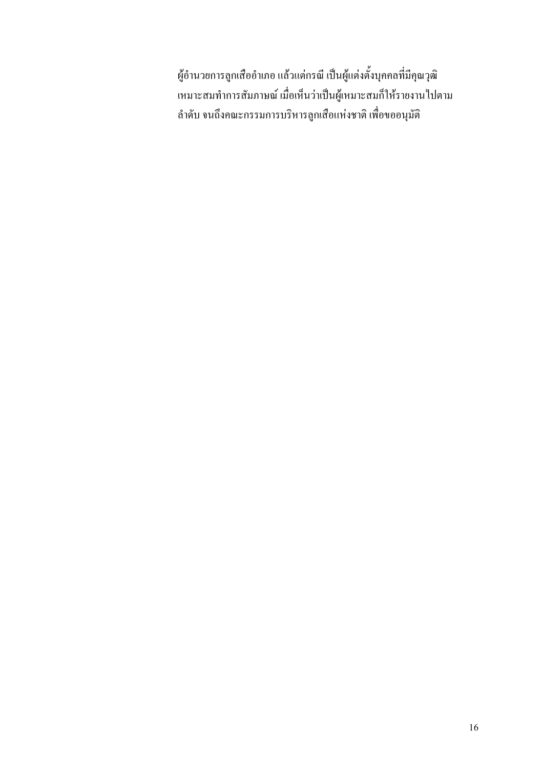ผู้อำนวยการลูกเสืออำเภอ แล้วแต่กรณี เป็นผู้แต่งตั้งบุคคลที่มีคุณวุฒิเหมาะสมทำการสัมภาษณ์ เมื่อเห็นว่าเป็นผู้เหมาะสมก็ให้รายงานไปตามลำดับ จนถึงคณะกรรมการบริหารลูกเสือแห่งชาติ เพื่อขออนุมัติ